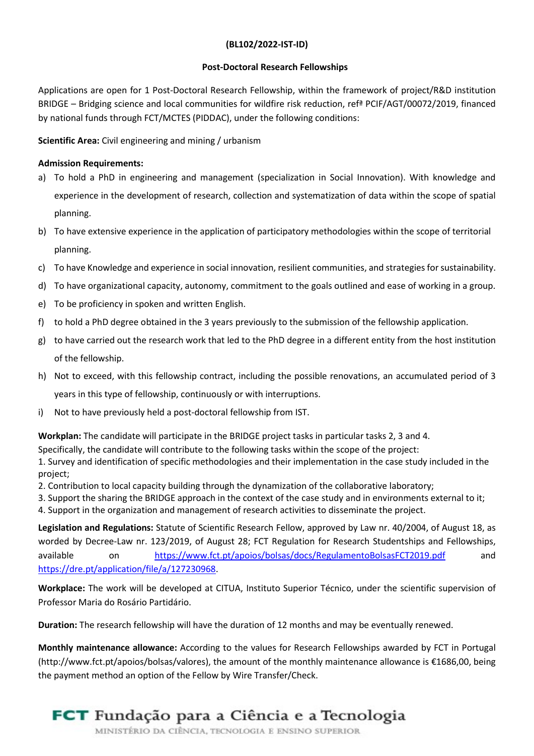**(BL102/2022-IST-ID)**

**Post-Doctoral Research Fellowships**

Applications are open for 1 Post-Doctoral Research Fellowship, within the framework of project/R&D institution BRIDGE – Bridging science and local communities for wildfire risk reduction, refª PCIF/AGT/00072/2019, financed by national funds through FCT/MCTES (PIDDAC), under the following conditions:

**Scientific Area:** Civil engineering and mining / urbanism

**Admission Requirements:**

a) To hold a PhD in engineering and management (specialization in Social Innovation). With knowledge and experience in the development of research, collection and systematization of data within the scope of spatial planning.

b) To have extensive experience in the application of participatory methodologies within the scope of territorial planning.

c) To have Knowledge and experience in social innovation, resilient communities, and strategies for sustainability.

d) To have organizational capacity, autonomy, commitment to the goals outlined and ease of working in a group.

e) To be proficiency in spoken and written English.

f) to hold a PhD degree obtained in the 3 years previously to the submission of the fellowship application.

g) to have carried out the research work that led to the PhD degree in a different entity from the host institution of the fellowship.

h) Not to exceed, with this fellowship contract, including the possible renovations, an accumulated period of 3 years in this type of fellowship, continuously or with interruptions.

i) Not to have previously held a post-doctoral fellowship from IST.

**Workplan:** The candidate will participate in the BRIDGE project tasks in particular tasks 2, 3 and 4.
Specifically, the candidate will contribute to the following tasks within the scope of the project:
1. Survey and identification of specific methodologies and their implementation in the case study included in the project;
2. Contribution to local capacity building through the dynamization of the collaborative laboratory;
3. Support the sharing the BRIDGE approach in the context of the case study and in environments external to it;
4. Support in the organization and management of research activities to disseminate the project.

**Legislation and Regulations:** Statute of Scientific Research Fellow, approved by Law nr. 40/2004, of August 18, as worded by Decree-Law nr. 123/2019, of August 28; FCT Regulation for Research Studentships and Fellowships, available on https://www.fct.pt/apoios/bolsas/docs/RegulamentoBolsasFCT2019.pdf and https://dre.pt/application/file/a/127230968.

**Workplace:** The work will be developed at CITUA, Instituto Superior Técnico, under the scientific supervision of Professor Maria do Rosário Partidário.

**Duration:** The research fellowship will have the duration of 12 months and may be eventually renewed.

**Monthly maintenance allowance:** According to the values for Research Fellowships awarded by FCT in Portugal (http://www.fct.pt/apoios/bolsas/valores), the amount of the monthly maintenance allowance is €1686,00, being the payment method an option of the Fellow by Wire Transfer/Check.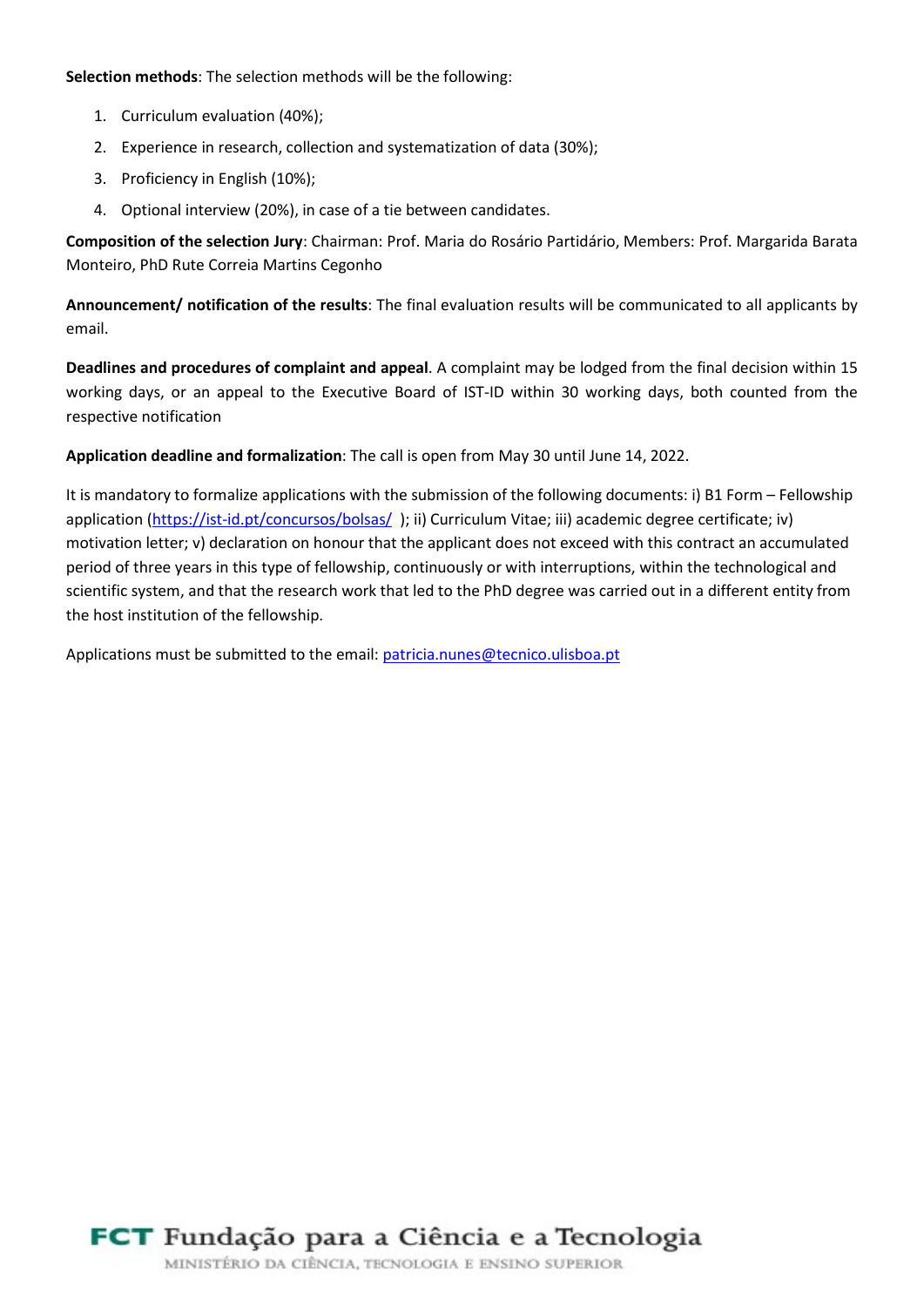**Selection methods**: The selection methods will be the following:

1. Curriculum evaluation (40%);
2. Experience in research, collection and systematization of data (30%);
3. Proficiency in English (10%);
4. Optional interview (20%), in case of a tie between candidates.

**Composition of the selection Jury**: Chairman: Prof. Maria do Rosário Partidário, Members: Prof. Margarida Barata Monteiro, PhD Rute Correia Martins Cegonho

**Announcement/ notification of the results**: The final evaluation results will be communicated to all applicants by email.

**Deadlines and procedures of complaint and appeal**. A complaint may be lodged from the final decision within 15 working days, or an appeal to the Executive Board of IST-ID within 30 working days, both counted from the respective notification

**Application deadline and formalization**: The call is open from May 30 until June 14, 2022.

It is mandatory to formalize applications with the submission of the following documents: i) B1 Form – Fellowship application (https://ist-id.pt/concursos/bolsas/ ); ii) Curriculum Vitae; iii) academic degree certificate; iv) motivation letter; v) declaration on honour that the applicant does not exceed with this contract an accumulated period of three years in this type of fellowship, continuously or with interruptions, within the technological and scientific system, and that the research work that led to the PhD degree was carried out in a different entity from the host institution of the fellowship.

Applications must be submitted to the email: patricia.nunes@tecnico.ulisboa.pt

FCT Fundação para a Ciência e a Tecnologia

MINISTÉRIO DA CIÊNCIA, TECNOLOGIA E ENSINO SUPERIOR